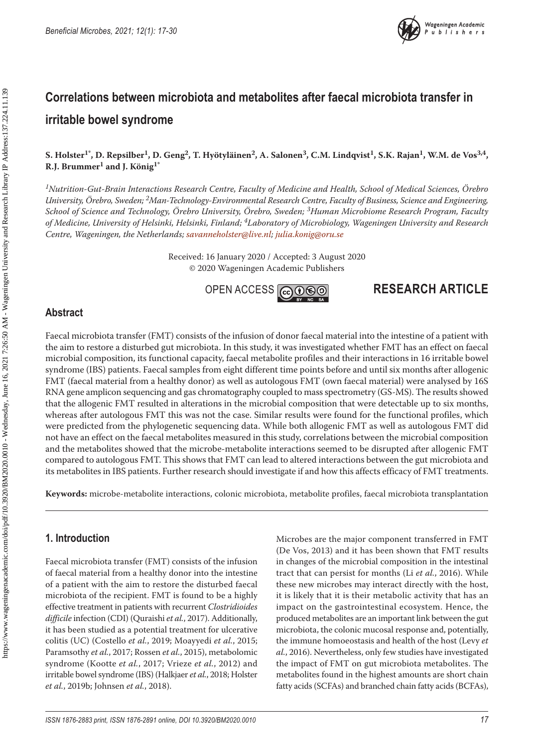# Correlations between microbiota and metabolites after faecal microbiota transfer in irritable bowel syndrome

**S. Holster[1*], D. Repsilber[1], D. Geng[2], T. Hyötyläinen[2], A. Salonen[3], C.M. Lindqvist[1], S.K. Rajan[1], W.M. de Vos[3,4], R.J. Brummer[1] and J. König[1*]**

*[1]Nutrition-Gut-Brain Interactions Research Centre, Faculty of Medicine and Health, School of Medical Sciences, Örebro University, Örebro, Sweden; [2]Man-Technology-Environmental Research Centre, Faculty of Business, Science and Engineering, School of Science and Technology, Örebro University, Örebro, Sweden; [3]Human Microbiome Research Program, Faculty of Medicine, University of Helsinki, Helsinki, Finland; [4]Laboratory of Microbiology, Wageningen University and Research Centre, Wageningen, the Netherlands; savanneholster@live.nl; julia.konig@oru.se*

Received: 16 January 2020 / Accepted: 3 August 2020
© 2020 Wageningen Academic Publishers

OPEN ACCESS

**RESEARCH ARTICLE**

## Abstract

Faecal microbiota transfer (FMT) consists of the infusion of donor faecal material into the intestine of a patient with the aim to restore a disturbed gut microbiota. In this study, it was investigated whether FMT has an effect on faecal microbial composition, its functional capacity, faecal metabolite profiles and their interactions in 16 irritable bowel syndrome (IBS) patients. Faecal samples from eight different time points before and until six months after allogenic FMT (faecal material from a healthy donor) as well as autologous FMT (own faecal material) were analysed by 16S RNA gene amplicon sequencing and gas chromatography coupled to mass spectrometry (GS-MS). The results showed that the allogenic FMT resulted in alterations in the microbial composition that were detectable up to six months, whereas after autologous FMT this was not the case. Similar results were found for the functional profiles, which were predicted from the phylogenetic sequencing data. While both allogenic FMT as well as autologous FMT did not have an effect on the faecal metabolites measured in this study, correlations between the microbial composition and the metabolites showed that the microbe-metabolite interactions seemed to be disrupted after allogenic FMT compared to autologous FMT. This shows that FMT can lead to altered interactions between the gut microbiota and its metabolites in IBS patients. Further research should investigate if and how this affects efficacy of FMT treatments.

**Keywords:** microbe-metabolite interactions, colonic microbiota, metabolite profiles, faecal microbiota transplantation

## 1. Introduction

Faecal microbiota transfer (FMT) consists of the infusion of faecal material from a healthy donor into the intestine of a patient with the aim to restore the disturbed faecal microbiota of the recipient. FMT is found to be a highly effective treatment in patients with recurrent *Clostridioides difficile* infection (CDI) (Quraishi *et al.*, 2017). Additionally, it has been studied as a potential treatment for ulcerative colitis (UC) (Costello *et al.*, 2019; Moayyedi *et al.*, 2015; Paramsothy *et al.*, 2017; Rossen *et al.*, 2015), metabolomic syndrome (Kootte *et al.*, 2017; Vrieze *et al.*, 2012) and irritable bowel syndrome (IBS) (Halkjaer *et al.*, 2018; Holster *et al.*, 2019b; Johnsen *et al.*, 2018).

Microbes are the major component transferred in FMT (De Vos, 2013) and it has been shown that FMT results in changes of the microbial composition in the intestinal tract that can persist for months (Li *et al.*, 2016). While these new microbes may interact directly with the host, it is likely that it is their metabolic activity that has an impact on the gastrointestinal ecosystem. Hence, the produced metabolites are an important link between the gut microbiota, the colonic mucosal response and, potentially, the immune homoeostasis and health of the host (Levy *et al.*, 2016). Nevertheless, only few studies have investigated the impact of FMT on gut microbiota metabolites. The metabolites found in the highest amounts are short chain fatty acids (SCFAs) and branched chain fatty acids (BCFAs),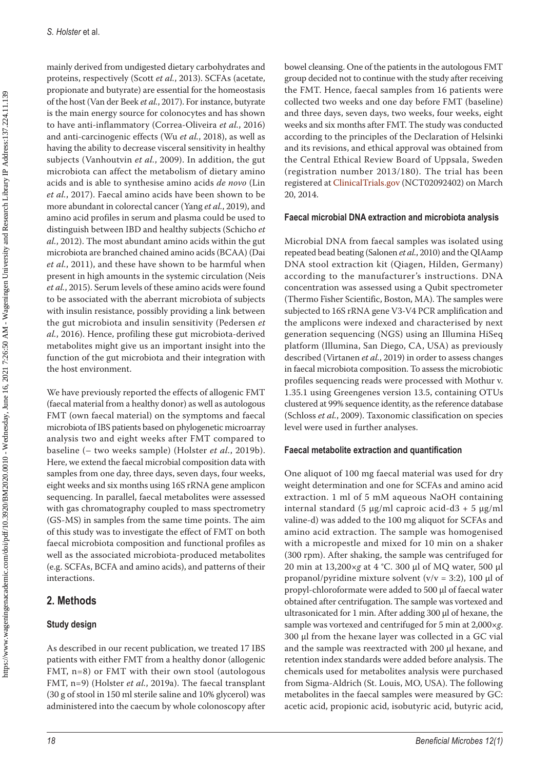mainly derived from undigested dietary carbohydrates and proteins, respectively (Scott *et al.*, 2013). SCFAs (acetate, propionate and butyrate) are essential for the homeostasis of the host (Van der Beek *et al.*, 2017). For instance, butyrate is the main energy source for colonocytes and has shown to have anti-inflammatory (Correa-Oliveira *et al.*, 2016) and anti-carcinogenic effects (Wu *et al.*, 2018), as well as having the ability to decrease visceral sensitivity in healthy subjects (Vanhoutvin *et al.*, 2009). In addition, the gut microbiota can affect the metabolism of dietary amino acids and is able to synthesise amino acids *de novo* (Lin *et al.*, 2017). Faecal amino acids have been shown to be more abundant in colorectal cancer (Yang *et al.*, 2019), and amino acid profiles in serum and plasma could be used to distinguish between IBD and healthy subjects (Schicho *et al.*, 2012). The most abundant amino acids within the gut microbiota are branched chained amino acids (BCAA) (Dai *et al.*, 2011), and these have shown to be harmful when present in high amounts in the systemic circulation (Neis *et al.*, 2015). Serum levels of these amino acids were found to be associated with the aberrant microbiota of subjects with insulin resistance, possibly providing a link between the gut microbiota and insulin sensitivity (Pedersen *et al.*, 2016). Hence, profiling these gut microbiota-derived metabolites might give us an important insight into the function of the gut microbiota and their integration with the host environment.

We have previously reported the effects of allogenic FMT (faecal material from a healthy donor) as well as autologous FMT (own faecal material) on the symptoms and faecal microbiota of IBS patients based on phylogenetic microarray analysis two and eight weeks after FMT compared to baseline (– two weeks sample) (Holster *et al.*, 2019b). Here, we extend the faecal microbial composition data with samples from one day, three days, seven days, four weeks, eight weeks and six months using 16S rRNA gene amplicon sequencing. In parallel, faecal metabolites were assessed with gas chromatography coupled to mass spectrometry (GS-MS) in samples from the same time points. The aim of this study was to investigate the effect of FMT on both faecal microbiota composition and functional profiles as well as the associated microbiota-produced metabolites (e.g. SCFAs, BCFA and amino acids), and patterns of their interactions.

## 2. Methods

### Study design

As described in our recent publication, we treated 17 IBS patients with either FMT from a healthy donor (allogenic FMT, n=8) or FMT with their own stool (autologous FMT, n=9) (Holster *et al.*, 2019a). The faecal transplant (30 g of stool in 150 ml sterile saline and 10% glycerol) was administered into the caecum by whole colonoscopy after bowel cleansing. One of the patients in the autologous FMT group decided not to continue with the study after receiving the FMT. Hence, faecal samples from 16 patients were collected two weeks and one day before FMT (baseline) and three days, seven days, two weeks, four weeks, eight weeks and six months after FMT. The study was conducted according to the principles of the Declaration of Helsinki and its revisions, and ethical approval was obtained from the Central Ethical Review Board of Uppsala, Sweden (registration number 2013/180). The trial has been registered at ClinicalTrials.gov (NCT02092402) on March 20, 2014.

### Faecal microbial DNA extraction and microbiota analysis

Microbial DNA from faecal samples was isolated using repeated bead beating (Salonen *et al.*, 2010) and the QIAamp DNA stool extraction kit (Qiagen, Hilden, Germany) according to the manufacturer's instructions. DNA concentration was assessed using a Qubit spectrometer (Thermo Fisher Scientific, Boston, MA). The samples were subjected to 16S rRNA gene V3-V4 PCR amplification and the amplicons were indexed and characterised by next generation sequencing (NGS) using an Illumina HiSeq platform (Illumina, San Diego, CA, USA) as previously described (Virtanen *et al.*, 2019) in order to assess changes in faecal microbiota composition. To assess the microbiotic profiles sequencing reads were processed with Mothur v. 1.35.1 using Greengenes version 13.5, containing OTUs clustered at 99% sequence identity, as the reference database (Schloss *et al.*, 2009). Taxonomic classification on species level were used in further analyses.

### Faecal metabolite extraction and quantification

One aliquot of 100 mg faecal material was used for dry weight determination and one for SCFAs and amino acid extraction. 1 ml of 5 mM aqueous NaOH containing internal standard (5 μg/ml caproic acid-d3 + 5 μg/ml valine-d) was added to the 100 mg aliquot for SCFAs and amino acid extraction. The sample was homogenised with a micropestle and mixed for 10 min on a shaker (300 rpm). After shaking, the sample was centrifuged for 20 min at 13,200×*g* at 4 °C. 300 μl of MQ water, 500 μl propanol/pyridine mixture solvent (v/v = 3:2), 100 μl of propyl-chloroformate were added to 500 μl of faecal water obtained after centrifugation. The sample was vortexed and ultrasonicated for 1 min. After adding 300 μl of hexane, the sample was vortexed and centrifuged for 5 min at 2,000×*g*. 300 μl from the hexane layer was collected in a GC vial and the sample was reextracted with 200 μl hexane, and retention index standards were added before analysis. The chemicals used for metabolites analysis were purchased from Sigma-Aldrich (St. Louis, MO, USA). The following metabolites in the faecal samples were measured by GC: acetic acid, propionic acid, isobutyric acid, butyric acid,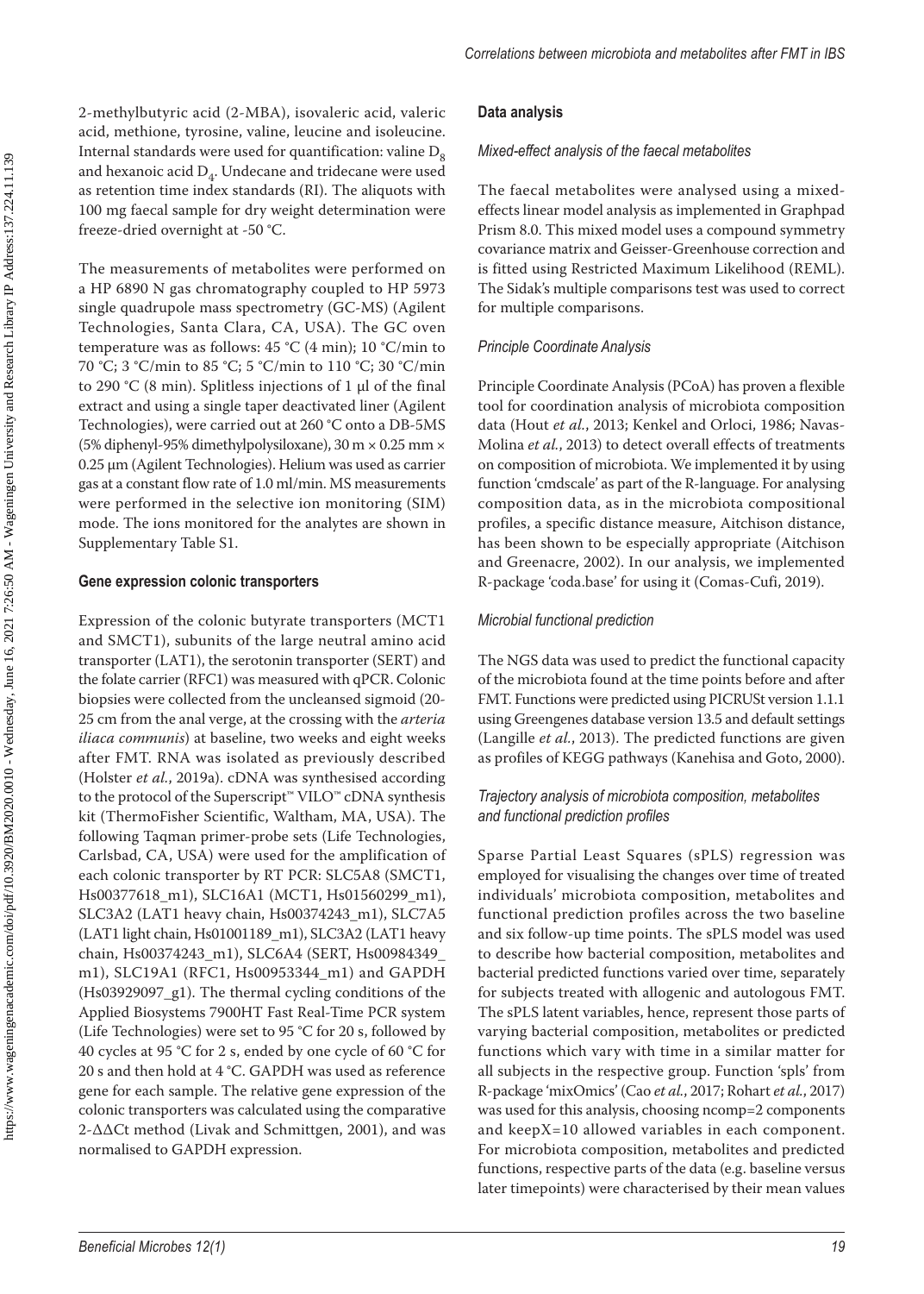2-methylbutyric acid (2-MBA), isovaleric acid, valeric acid, methione, tyrosine, valine, leucine and isoleucine. Internal standards were used for quantification: valine $D_8$ and hexanoic acid $D_4$. Undecane and tridecane were used as retention time index standards (RI). The aliquots with 100 mg faecal sample for dry weight determination were freeze-dried overnight at -50 °C.

The measurements of metabolites were performed on a HP 6890 N gas chromatography coupled to HP 5973 single quadrupole mass spectrometry (GC-MS) (Agilent Technologies, Santa Clara, CA, USA). The GC oven temperature was as follows: 45 °C (4 min); 10 °C/min to 70 °C; 3 °C/min to 85 °C; 5 °C/min to 110 °C; 30 °C/min to 290 °C (8 min). Splitless injections of 1 µl of the final extract and using a single taper deactivated liner (Agilent Technologies), were carried out at 260 °C onto a DB-5MS (5% diphenyl-95% dimethylpolysiloxane), 30 m × 0.25 mm × 0.25 µm (Agilent Technologies). Helium was used as carrier gas at a constant flow rate of 1.0 ml/min. MS measurements were performed in the selective ion monitoring (SIM) mode. The ions monitored for the analytes are shown in Supplementary Table S1.

### Gene expression colonic transporters

Expression of the colonic butyrate transporters (MCT1 and SMCT1), subunits of the large neutral amino acid transporter (LAT1), the serotonin transporter (SERT) and the folate carrier (RFC1) was measured with qPCR. Colonic biopsies were collected from the uncleansed sigmoid (20-25 cm from the anal verge, at the crossing with the *arteria iliaca communis*) at baseline, two weeks and eight weeks after FMT. RNA was isolated as previously described (Holster *et al.*, 2019a). cDNA was synthesised according to the protocol of the Superscript™ VILO™ cDNA synthesis kit (ThermoFisher Scientific, Waltham, MA, USA). The following Taqman primer-probe sets (Life Technologies, Carlsbad, CA, USA) were used for the amplification of each colonic transporter by RT PCR: SLC5A8 (SMCT1, Hs00377618_m1), SLC16A1 (MCT1, Hs01560299_m1), SLC3A2 (LAT1 heavy chain, Hs00374243_m1), SLC7A5 (LAT1 light chain, Hs01001189_m1), SLC3A2 (LAT1 heavy chain, Hs00374243_m1), SLC6A4 (SERT, Hs00984349_m1), SLC19A1 (RFC1, Hs00953344_m1) and GAPDH (Hs03929097_g1). The thermal cycling conditions of the Applied Biosystems 7900HT Fast Real-Time PCR system (Life Technologies) were set to 95 °C for 20 s, followed by 40 cycles at 95 °C for 2 s, ended by one cycle of 60 °C for 20 s and then hold at 4 °C. GAPDH was used as reference gene for each sample. The relative gene expression of the colonic transporters was calculated using the comparative $2^{-\Delta\Delta Ct}$ method (Livak and Schmittgen, 2001), and was normalised to GAPDH expression.

### Data analysis

#### *Mixed-effect analysis of the faecal metabolites*

The faecal metabolites were analysed using a mixed-effects linear model analysis as implemented in Graphpad Prism 8.0. This mixed model uses a compound symmetry covariance matrix and Geisser-Greenhouse correction and is fitted using Restricted Maximum Likelihood (REML). The Sidak's multiple comparisons test was used to correct for multiple comparisons.

#### *Principle Coordinate Analysis*

Principle Coordinate Analysis (PCoA) has proven a flexible tool for coordination analysis of microbiota composition data (Hout *et al.*, 2013; Kenkel and Orloci, 1986; Navas-Molina *et al.*, 2013) to detect overall effects of treatments on composition of microbiota. We implemented it by using function 'cmdscale' as part of the R-language. For analysing composition data, as in the microbiota compositional profiles, a specific distance measure, Aitchison distance, has been shown to be especially appropriate (Aitchison and Greenacre, 2002). In our analysis, we implemented R-package 'coda.base' for using it (Comas-Cufí, 2019).

#### *Microbial functional prediction*

The NGS data was used to predict the functional capacity of the microbiota found at the time points before and after FMT. Functions were predicted using PICRUSt version 1.1.1 using Greengenes database version 13.5 and default settings (Langille *et al.*, 2013). The predicted functions are given as profiles of KEGG pathways (Kanehisa and Goto, 2000).

#### *Trajectory analysis of microbiota composition, metabolites and functional prediction profiles*

Sparse Partial Least Squares (sPLS) regression was employed for visualising the changes over time of treated individuals' microbiota composition, metabolites and functional prediction profiles across the two baseline and six follow-up time points. The sPLS model was used to describe how bacterial composition, metabolites and bacterial predicted functions varied over time, separately for subjects treated with allogenic and autologous FMT. The sPLS latent variables, hence, represent those parts of varying bacterial composition, metabolites or predicted functions which vary with time in a similar matter for all subjects in the respective group. Function 'spls' from R-package 'mixOmics' (Cao *et al.*, 2017; Rohart *et al.*, 2017) was used for this analysis, choosing ncomp=2 components and keepX=10 allowed variables in each component. For microbiota composition, metabolites and predicted functions, respective parts of the data (e.g. baseline versus later timepoints) were characterised by their mean values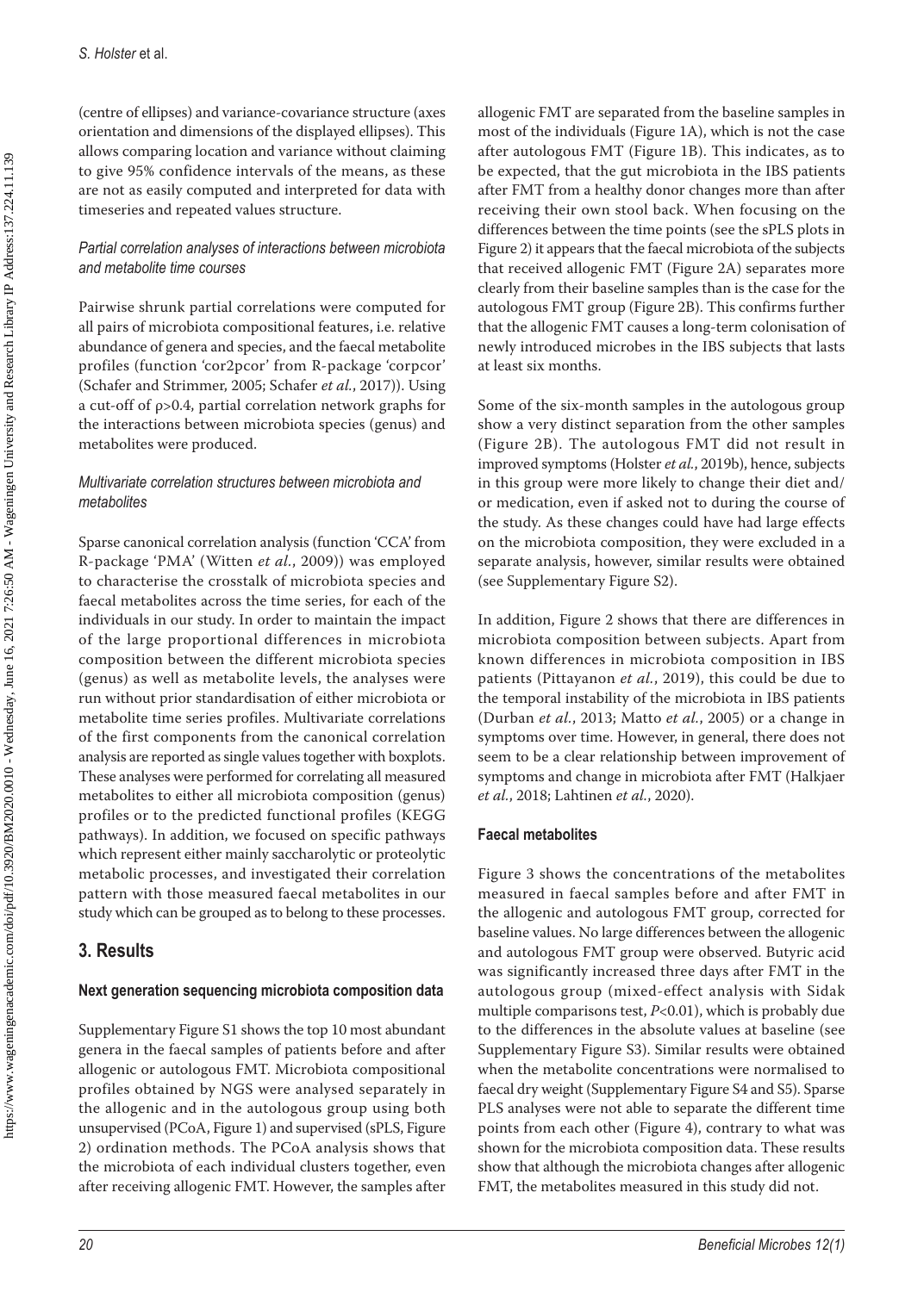(centre of ellipses) and variance-covariance structure (axes orientation and dimensions of the displayed ellipses). This allows comparing location and variance without claiming to give 95% confidence intervals of the means, as these are not as easily computed and interpreted for data with timeseries and repeated values structure.

#### *Partial correlation analyses of interactions between microbiota and metabolite time courses*

Pairwise shrunk partial correlations were computed for all pairs of microbiota compositional features, i.e. relative abundance of genera and species, and the faecal metabolite profiles (function 'cor2pcor' from R-package 'corpcor' (Schafer and Strimmer, 2005; Schafer *et al.*, 2017)). Using a cut-off of $\rho>0.4$, partial correlation network graphs for the interactions between microbiota species (genus) and metabolites were produced.

#### *Multivariate correlation structures between microbiota and metabolites*

Sparse canonical correlation analysis (function 'CCA' from R-package 'PMA' (Witten *et al.*, 2009)) was employed to characterise the crosstalk of microbiota species and faecal metabolites across the time series, for each of the individuals in our study. In order to maintain the impact of the large proportional differences in microbiota composition between the different microbiota species (genus) as well as metabolite levels, the analyses were run without prior standardisation of either microbiota or metabolite time series profiles. Multivariate correlations of the first components from the canonical correlation analysis are reported as single values together with boxplots. These analyses were performed for correlating all measured metabolites to either all microbiota composition (genus) profiles or to the predicted functional profiles (KEGG pathways). In addition, we focused on specific pathways which represent either mainly saccharolytic or proteolytic metabolic processes, and investigated their correlation pattern with those measured faecal metabolites in our study which can be grouped as to belong to these processes.

## 3. Results

### Next generation sequencing microbiota composition data

Supplementary Figure S1 shows the top 10 most abundant genera in the faecal samples of patients before and after allogenic or autologous FMT. Microbiota compositional profiles obtained by NGS were analysed separately in the allogenic and in the autologous group using both unsupervised (PCoA, Figure 1) and supervised (sPLS, Figure 2) ordination methods. The PCoA analysis shows that the microbiota of each individual clusters together, even after receiving allogenic FMT. However, the samples after allogenic FMT are separated from the baseline samples in most of the individuals (Figure 1A), which is not the case after autologous FMT (Figure 1B). This indicates, as to be expected, that the gut microbiota in the IBS patients after FMT from a healthy donor changes more than after receiving their own stool back. When focusing on the differences between the time points (see the sPLS plots in Figure 2) it appears that the faecal microbiota of the subjects that received allogenic FMT (Figure 2A) separates more clearly from their baseline samples than is the case for the autologous FMT group (Figure 2B). This confirms further that the allogenic FMT causes a long-term colonisation of newly introduced microbes in the IBS subjects that lasts at least six months.

Some of the six-month samples in the autologous group show a very distinct separation from the other samples (Figure 2B). The autologous FMT did not result in improved symptoms (Holster *et al.*, 2019b), hence, subjects in this group were more likely to change their diet and/or medication, even if asked not to during the course of the study. As these changes could have had large effects on the microbiota composition, they were excluded in a separate analysis, however, similar results were obtained (see Supplementary Figure S2).

In addition, Figure 2 shows that there are differences in microbiota composition between subjects. Apart from known differences in microbiota composition in IBS patients (Pittayanon *et al.*, 2019), this could be due to the temporal instability of the microbiota in IBS patients (Durban *et al.*, 2013; Matto *et al.*, 2005) or a change in symptoms over time. However, in general, there does not seem to be a clear relationship between improvement of symptoms and change in microbiota after FMT (Halkjaer *et al.*, 2018; Lahtinen *et al.*, 2020).

### Faecal metabolites

Figure 3 shows the concentrations of the metabolites measured in faecal samples before and after FMT in the allogenic and autologous FMT group, corrected for baseline values. No large differences between the allogenic and autologous FMT group were observed. Butyric acid was significantly increased three days after FMT in the autologous group (mixed-effect analysis with Sidak multiple comparisons test, $P<0.01$), which is probably due to the differences in the absolute values at baseline (see Supplementary Figure S3). Similar results were obtained when the metabolite concentrations were normalised to faecal dry weight (Supplementary Figure S4 and S5). Sparse PLS analyses were not able to separate the different time points from each other (Figure 4), contrary to what was shown for the microbiota composition data. These results show that although the microbiota changes after allogenic FMT, the metabolites measured in this study did not.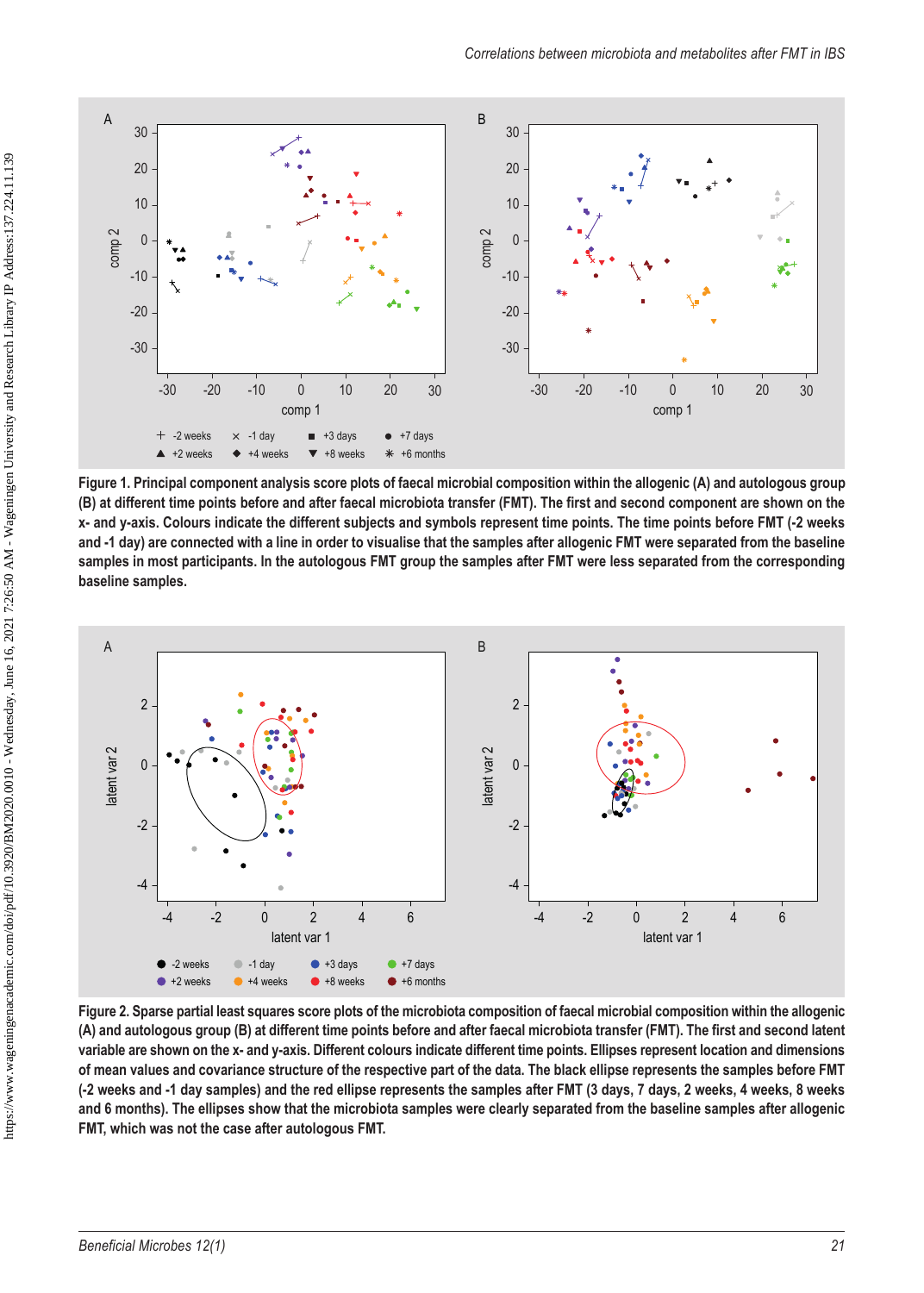**Figure 1. Principal component analysis score plots of faecal microbial composition within the allogenic (A) and autologous group (B) at different time points before and after faecal microbiota transfer (FMT). The first and second component are shown on the x- and y-axis. Colours indicate the different subjects and symbols represent time points. The time points before FMT (-2 weeks and -1 day) are connected with a line in order to visualise that the samples after allogenic FMT were separated from the baseline samples in most participants. In the autologous FMT group the samples after FMT were less separated from the corresponding baseline samples.**

**Figure 2. Sparse partial least squares score plots of the microbiota composition of faecal microbial composition within the allogenic (A) and autologous group (B) at different time points before and after faecal microbiota transfer (FMT). The first and second latent variable are shown on the x- and y-axis. Different colours indicate different time points. Ellipses represent location and dimensions of mean values and covariance structure of the respective part of the data. The black ellipse represents the samples before FMT (-2 weeks and -1 day samples) and the red ellipse represents the samples after FMT (3 days, 7 days, 2 weeks, 4 weeks, 8 weeks and 6 months). The ellipses show that the microbiota samples were clearly separated from the baseline samples after allogenic FMT, which was not the case after autologous FMT.**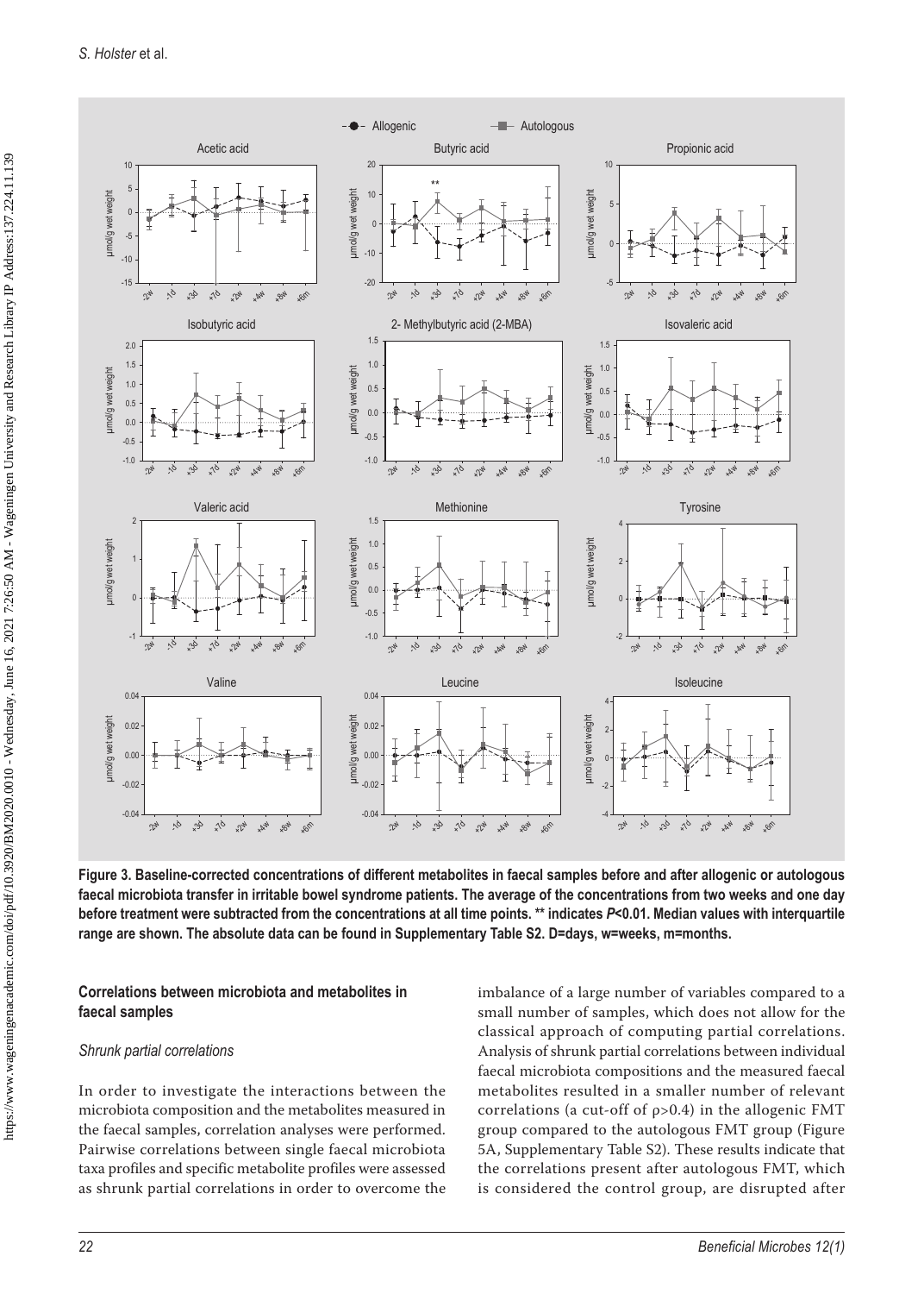**Figure 3. Baseline-corrected concentrations of different metabolites in faecal samples before and after allogenic or autologous faecal microbiota transfer in irritable bowel syndrome patients. The average of the concentrations from two weeks and one day before treatment were subtracted from the concentrations at all time points. ** indicates *P*<0.01. Median values with interquartile range are shown. The absolute data can be found in Supplementary Table S2. D=days, w=weeks, m=months.**

## Correlations between microbiota and metabolites in faecal samples

### *Shrunk partial correlations*

In order to investigate the interactions between the microbiota composition and the metabolites measured in the faecal samples, correlation analyses were performed. Pairwise correlations between single faecal microbiota taxa profiles and specific metabolite profiles were assessed as shrunk partial correlations in order to overcome the imbalance of a large number of variables compared to a small number of samples, which does not allow for the classical approach of computing partial correlations. Analysis of shrunk partial correlations between individual faecal microbiota compositions and the measured faecal metabolites resulted in a smaller number of relevant correlations (a cut-off of $\rho$>0.4) in the allogenic FMT group compared to the autologous FMT group (Figure 5A, Supplementary Table S2). These results indicate that the correlations present after autologous FMT, which is considered the control group, are disrupted after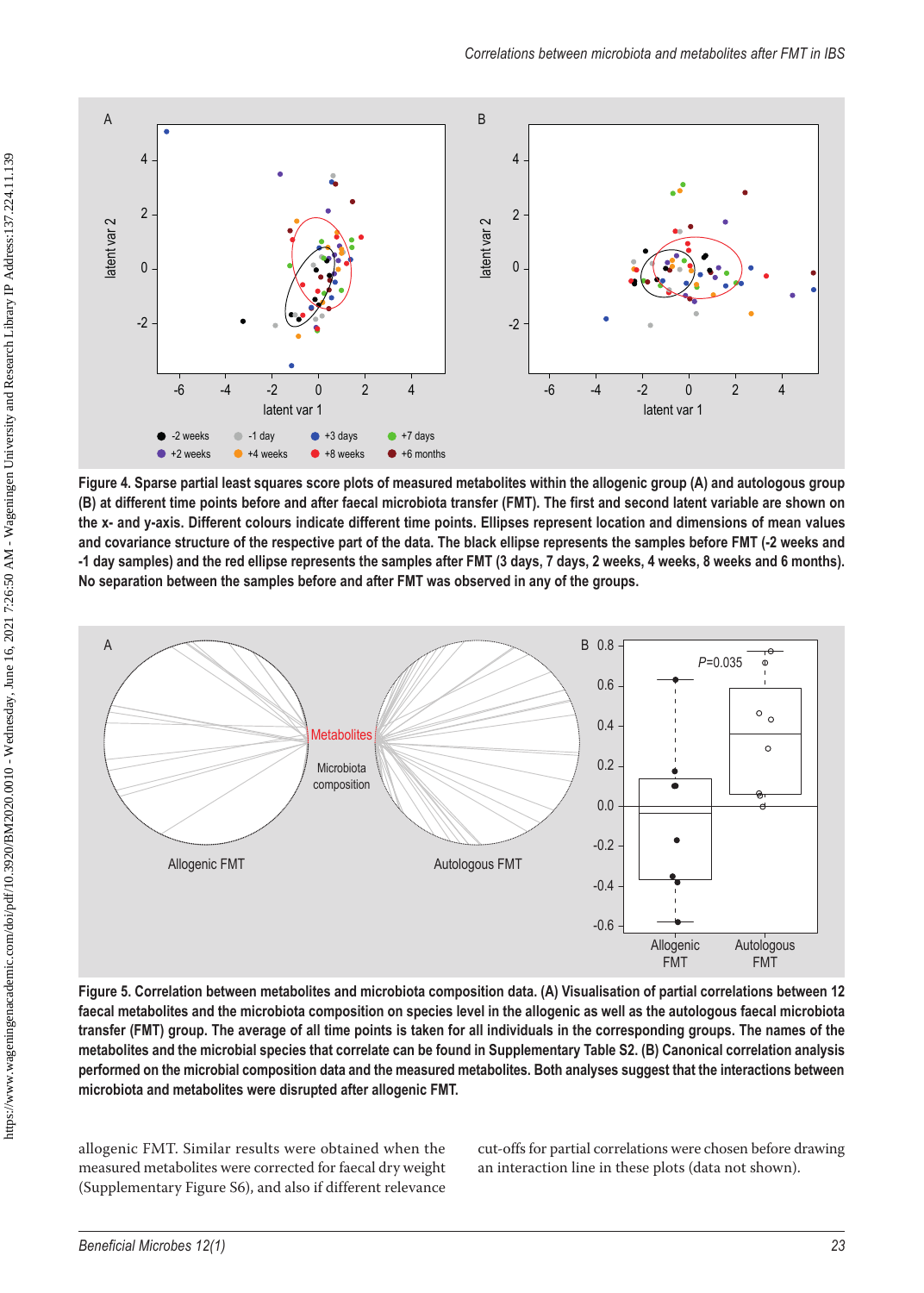**Figure 4. Sparse partial least squares score plots of measured metabolites within the allogenic group (A) and autologous group (B) at different time points before and after faecal microbiota transfer (FMT). The first and second latent variable are shown on the x- and y-axis. Different colours indicate different time points. Ellipses represent location and dimensions of mean values and covariance structure of the respective part of the data. The black ellipse represents the samples before FMT (-2 weeks and -1 day samples) and the red ellipse represents the samples after FMT (3 days, 7 days, 2 weeks, 4 weeks, 8 weeks and 6 months). No separation between the samples before and after FMT was observed in any of the groups.**

**Figure 5. Correlation between metabolites and microbiota composition data. (A) Visualisation of partial correlations between 12 faecal metabolites and the microbiota composition on species level in the allogenic as well as the autologous faecal microbiota transfer (FMT) group. The average of all time points is taken for all individuals in the corresponding groups. The names of the metabolites and the microbial species that correlate can be found in Supplementary Table S2. (B) Canonical correlation analysis performed on the microbial composition data and the measured metabolites. Both analyses suggest that the interactions between microbiota and metabolites were disrupted after allogenic FMT.**

allogenic FMT. Similar results were obtained when the measured metabolites were corrected for faecal dry weight (Supplementary Figure S6), and also if different relevance cut-offs for partial correlations were chosen before drawing an interaction line in these plots (data not shown).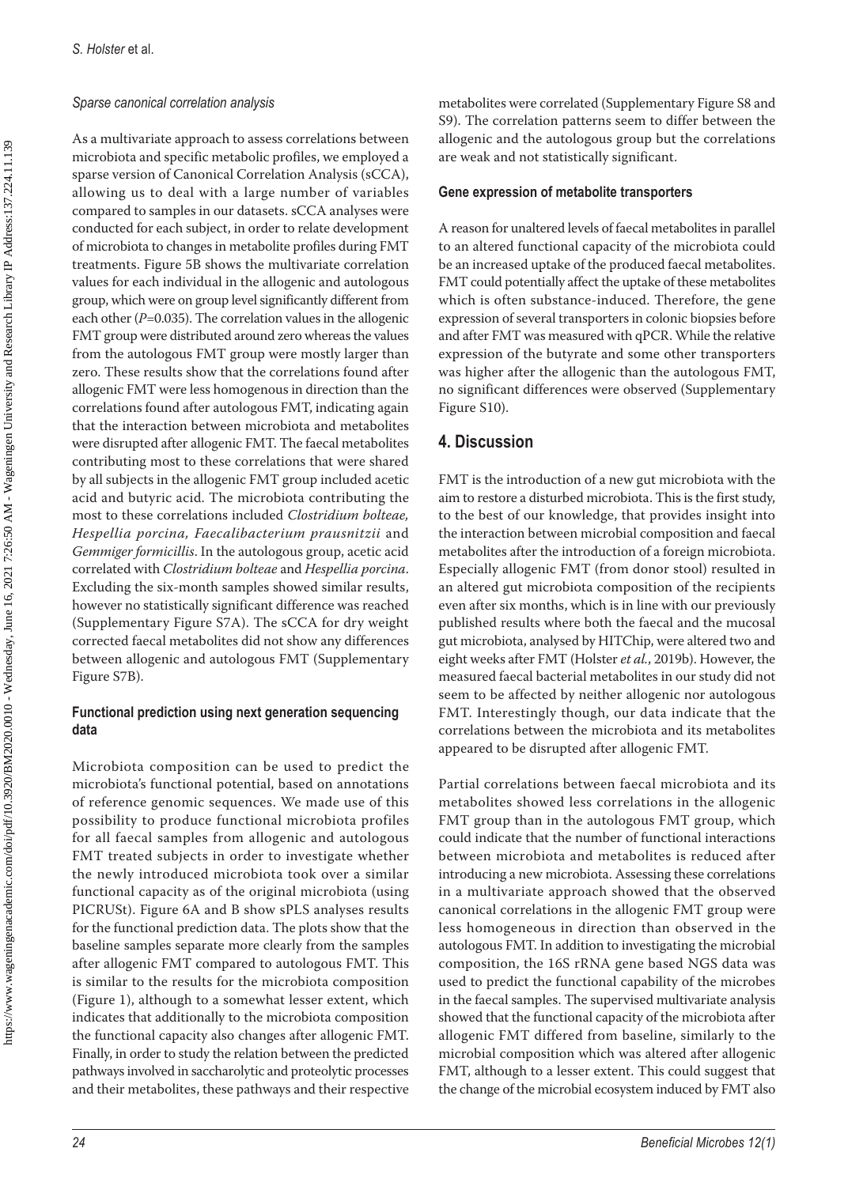*Sparse canonical correlation analysis*

As a multivariate approach to assess correlations between microbiota and specific metabolic profiles, we employed a sparse version of Canonical Correlation Analysis (sCCA), allowing us to deal with a large number of variables compared to samples in our datasets. sCCA analyses were conducted for each subject, in order to relate development of microbiota to changes in metabolite profiles during FMT treatments. Figure 5B shows the multivariate correlation values for each individual in the allogenic and autologous group, which were on group level significantly different from each other ($P$=0.035). The correlation values in the allogenic FMT group were distributed around zero whereas the values from the autologous FMT group were mostly larger than zero. These results show that the correlations found after allogenic FMT were less homogenous in direction than the correlations found after autologous FMT, indicating again that the interaction between microbiota and metabolites were disrupted after allogenic FMT. The faecal metabolites contributing most to these correlations that were shared by all subjects in the allogenic FMT group included acetic acid and butyric acid. The microbiota contributing the most to these correlations included *Clostridium bolteae, Hespellia porcina, Faecalibacterium prausnitzii* and *Gemmiger formicillis*. In the autologous group, acetic acid correlated with *Clostridium bolteae* and *Hespellia porcina*. Excluding the six-month samples showed similar results, however no statistically significant difference was reached (Supplementary Figure S7A). The sCCA for dry weight corrected faecal metabolites did not show any differences between allogenic and autologous FMT (Supplementary Figure S7B).

### Functional prediction using next generation sequencing data

Microbiota composition can be used to predict the microbiota's functional potential, based on annotations of reference genomic sequences. We made use of this possibility to produce functional microbiota profiles for all faecal samples from allogenic and autologous FMT treated subjects in order to investigate whether the newly introduced microbiota took over a similar functional capacity as of the original microbiota (using PICRUSt). Figure 6A and B show sPLS analyses results for the functional prediction data. The plots show that the baseline samples separate more clearly from the samples after allogenic FMT compared to autologous FMT. This is similar to the results for the microbiota composition (Figure 1), although to a somewhat lesser extent, which indicates that additionally to the microbiota composition the functional capacity also changes after allogenic FMT. Finally, in order to study the relation between the predicted pathways involved in saccharolytic and proteolytic processes and their metabolites, these pathways and their respective metabolites were correlated (Supplementary Figure S8 and S9). The correlation patterns seem to differ between the allogenic and the autologous group but the correlations are weak and not statistically significant.

### Gene expression of metabolite transporters

A reason for unaltered levels of faecal metabolites in parallel to an altered functional capacity of the microbiota could be an increased uptake of the produced faecal metabolites. FMT could potentially affect the uptake of these metabolites which is often substance-induced. Therefore, the gene expression of several transporters in colonic biopsies before and after FMT was measured with qPCR. While the relative expression of the butyrate and some other transporters was higher after the allogenic than the autologous FMT, no significant differences were observed (Supplementary Figure S10).

## 4. Discussion

FMT is the introduction of a new gut microbiota with the aim to restore a disturbed microbiota. This is the first study, to the best of our knowledge, that provides insight into the interaction between microbial composition and faecal metabolites after the introduction of a foreign microbiota. Especially allogenic FMT (from donor stool) resulted in an altered gut microbiota composition of the recipients even after six months, which is in line with our previously published results where both the faecal and the mucosal gut microbiota, analysed by HITChip, were altered two and eight weeks after FMT (Holster *et al.*, 2019b). However, the measured faecal bacterial metabolites in our study did not seem to be affected by neither allogenic nor autologous FMT. Interestingly though, our data indicate that the correlations between the microbiota and its metabolites appeared to be disrupted after allogenic FMT.

Partial correlations between faecal microbiota and its metabolites showed less correlations in the allogenic FMT group than in the autologous FMT group, which could indicate that the number of functional interactions between microbiota and metabolites is reduced after introducing a new microbiota. Assessing these correlations in a multivariate approach showed that the observed canonical correlations in the allogenic FMT group were less homogeneous in direction than observed in the autologous FMT. In addition to investigating the microbial composition, the 16S rRNA gene based NGS data was used to predict the functional capability of the microbes in the faecal samples. The supervised multivariate analysis showed that the functional capacity of the microbiota after allogenic FMT differed from baseline, similarly to the microbial composition which was altered after allogenic FMT, although to a lesser extent. This could suggest that the change of the microbial ecosystem induced by FMT also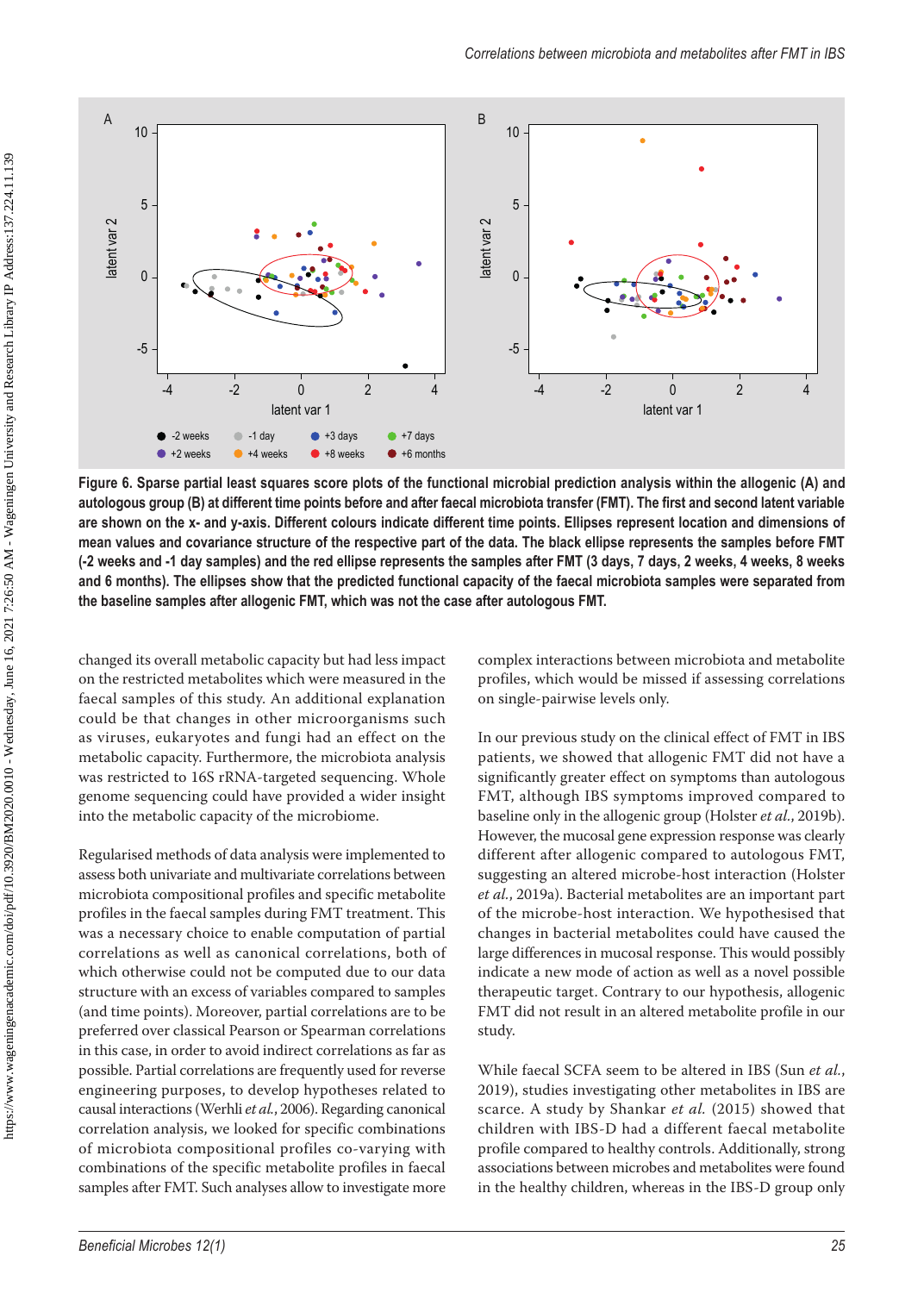**Figure 6. Sparse partial least squares score plots of the functional microbial prediction analysis within the allogenic (A) and autologous group (B) at different time points before and after faecal microbiota transfer (FMT). The first and second latent variable are shown on the x- and y-axis. Different colours indicate different time points. Ellipses represent location and dimensions of mean values and covariance structure of the respective part of the data. The black ellipse represents the samples before FMT (-2 weeks and -1 day samples) and the red ellipse represents the samples after FMT (3 days, 7 days, 2 weeks, 4 weeks, 8 weeks and 6 months). The ellipses show that the predicted functional capacity of the faecal microbiota samples were separated from the baseline samples after allogenic FMT, which was not the case after autologous FMT.**

changed its overall metabolic capacity but had less impact on the restricted metabolites which were measured in the faecal samples of this study. An additional explanation could be that changes in other microorganisms such as viruses, eukaryotes and fungi had an effect on the metabolic capacity. Furthermore, the microbiota analysis was restricted to 16S rRNA-targeted sequencing. Whole genome sequencing could have provided a wider insight into the metabolic capacity of the microbiome.

Regularised methods of data analysis were implemented to assess both univariate and multivariate correlations between microbiota compositional profiles and specific metabolite profiles in the faecal samples during FMT treatment. This was a necessary choice to enable computation of partial correlations as well as canonical correlations, both of which otherwise could not be computed due to our data structure with an excess of variables compared to samples (and time points). Moreover, partial correlations are to be preferred over classical Pearson or Spearman correlations in this case, in order to avoid indirect correlations as far as possible. Partial correlations are frequently used for reverse engineering purposes, to develop hypotheses related to causal interactions (Werhli *et al.*, 2006). Regarding canonical correlation analysis, we looked for specific combinations of microbiota compositional profiles co-varying with combinations of the specific metabolite profiles in faecal samples after FMT. Such analyses allow to investigate more complex interactions between microbiota and metabolite profiles, which would be missed if assessing correlations on single-pairwise levels only.

In our previous study on the clinical effect of FMT in IBS patients, we showed that allogenic FMT did not have a significantly greater effect on symptoms than autologous FMT, although IBS symptoms improved compared to baseline only in the allogenic group (Holster *et al.*, 2019b). However, the mucosal gene expression response was clearly different after allogenic compared to autologous FMT, suggesting an altered microbe-host interaction (Holster *et al.*, 2019a). Bacterial metabolites are an important part of the microbe-host interaction. We hypothesised that changes in bacterial metabolites could have caused the large differences in mucosal response. This would possibly indicate a new mode of action as well as a novel possible therapeutic target. Contrary to our hypothesis, allogenic FMT did not result in an altered metabolite profile in our study.

While faecal SCFA seem to be altered in IBS (Sun *et al.*, 2019), studies investigating other metabolites in IBS are scarce. A study by Shankar *et al.* (2015) showed that children with IBS-D had a different faecal metabolite profile compared to healthy controls. Additionally, strong associations between microbes and metabolites were found in the healthy children, whereas in the IBS-D group only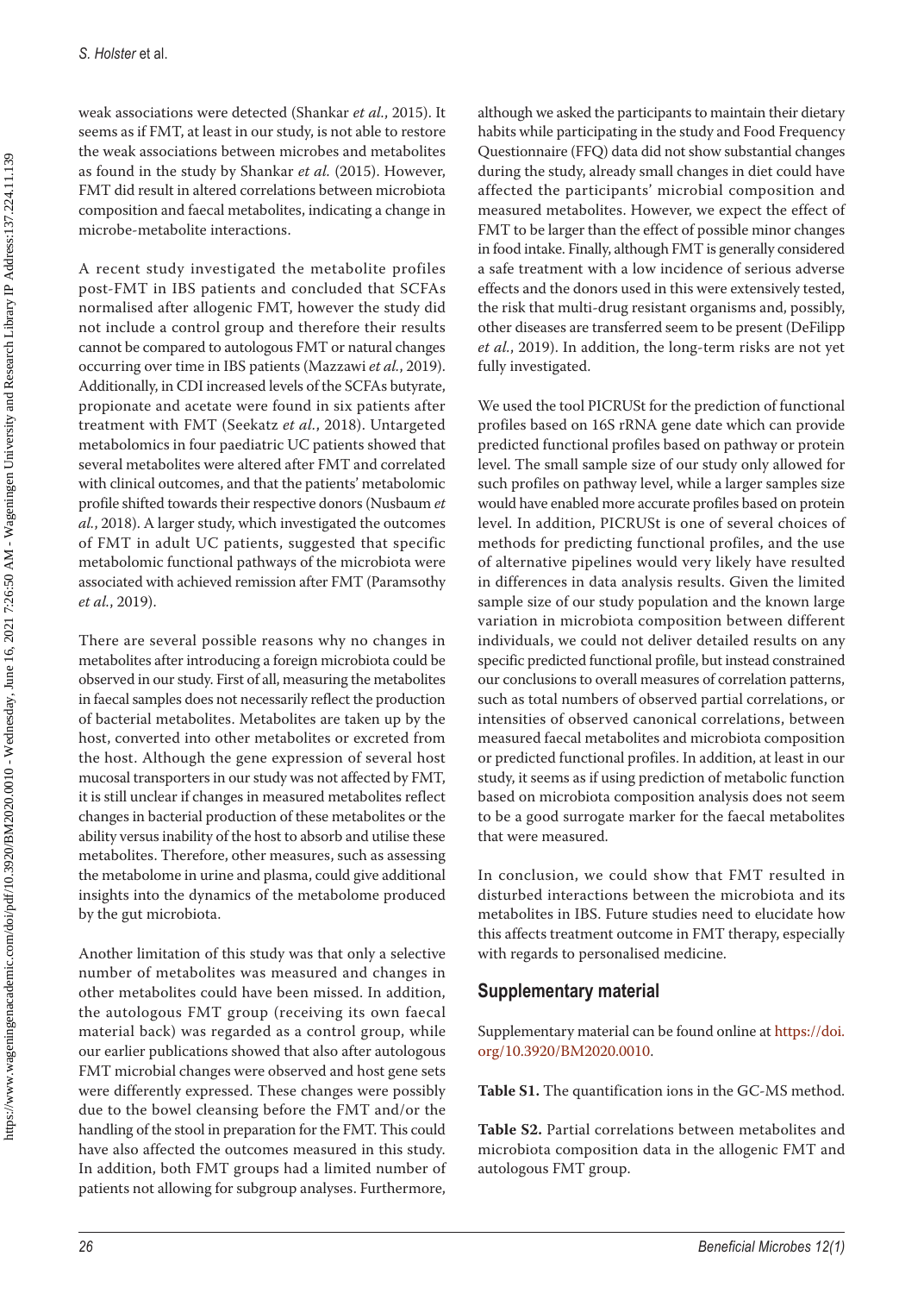weak associations were detected (Shankar *et al.*, 2015). It seems as if FMT, at least in our study, is not able to restore the weak associations between microbes and metabolites as found in the study by Shankar *et al.* (2015). However, FMT did result in altered correlations between microbiota composition and faecal metabolites, indicating a change in microbe-metabolite interactions.

A recent study investigated the metabolite profiles post-FMT in IBS patients and concluded that SCFAs normalised after allogenic FMT, however the study did not include a control group and therefore their results cannot be compared to autologous FMT or natural changes occurring over time in IBS patients (Mazzawi *et al.*, 2019). Additionally, in CDI increased levels of the SCFAs butyrate, propionate and acetate were found in six patients after treatment with FMT (Seekatz *et al.*, 2018). Untargeted metabolomics in four paediatric UC patients showed that several metabolites were altered after FMT and correlated with clinical outcomes, and that the patients' metabolomic profile shifted towards their respective donors (Nusbaum *et al.*, 2018). A larger study, which investigated the outcomes of FMT in adult UC patients, suggested that specific metabolomic functional pathways of the microbiota were associated with achieved remission after FMT (Paramsothy *et al.*, 2019).

There are several possible reasons why no changes in metabolites after introducing a foreign microbiota could be observed in our study. First of all, measuring the metabolites in faecal samples does not necessarily reflect the production of bacterial metabolites. Metabolites are taken up by the host, converted into other metabolites or excreted from the host. Although the gene expression of several host mucosal transporters in our study was not affected by FMT, it is still unclear if changes in measured metabolites reflect changes in bacterial production of these metabolites or the ability versus inability of the host to absorb and utilise these metabolites. Therefore, other measures, such as assessing the metabolome in urine and plasma, could give additional insights into the dynamics of the metabolome produced by the gut microbiota.

Another limitation of this study was that only a selective number of metabolites was measured and changes in other metabolites could have been missed. In addition, the autologous FMT group (receiving its own faecal material back) was regarded as a control group, while our earlier publications showed that also after autologous FMT microbial changes were observed and host gene sets were differently expressed. These changes were possibly due to the bowel cleansing before the FMT and/or the handling of the stool in preparation for the FMT. This could have also affected the outcomes measured in this study. In addition, both FMT groups had a limited number of patients not allowing for subgroup analyses. Furthermore, although we asked the participants to maintain their dietary habits while participating in the study and Food Frequency Questionnaire (FFQ) data did not show substantial changes during the study, already small changes in diet could have affected the participants' microbial composition and measured metabolites. However, we expect the effect of FMT to be larger than the effect of possible minor changes in food intake. Finally, although FMT is generally considered a safe treatment with a low incidence of serious adverse effects and the donors used in this were extensively tested, the risk that multi-drug resistant organisms and, possibly, other diseases are transferred seem to be present (DeFilipp *et al.*, 2019). In addition, the long-term risks are not yet fully investigated.

We used the tool PICRUSt for the prediction of functional profiles based on 16S rRNA gene date which can provide predicted functional profiles based on pathway or protein level. The small sample size of our study only allowed for such profiles on pathway level, while a larger samples size would have enabled more accurate profiles based on protein level. In addition, PICRUSt is one of several choices of methods for predicting functional profiles, and the use of alternative pipelines would very likely have resulted in differences in data analysis results. Given the limited sample size of our study population and the known large variation in microbiota composition between different individuals, we could not deliver detailed results on any specific predicted functional profile, but instead constrained our conclusions to overall measures of correlation patterns, such as total numbers of observed partial correlations, or intensities of observed canonical correlations, between measured faecal metabolites and microbiota composition or predicted functional profiles. In addition, at least in our study, it seems as if using prediction of metabolic function based on microbiota composition analysis does not seem to be a good surrogate marker for the faecal metabolites that were measured.

In conclusion, we could show that FMT resulted in disturbed interactions between the microbiota and its metabolites in IBS. Future studies need to elucidate how this affects treatment outcome in FMT therapy, especially with regards to personalised medicine.

## Supplementary material

Supplementary material can be found online at https://doi.org/10.3920/BM2020.0010.

**Table S1.** The quantification ions in the GC-MS method.

**Table S2.** Partial correlations between metabolites and microbiota composition data in the allogenic FMT and autologous FMT group.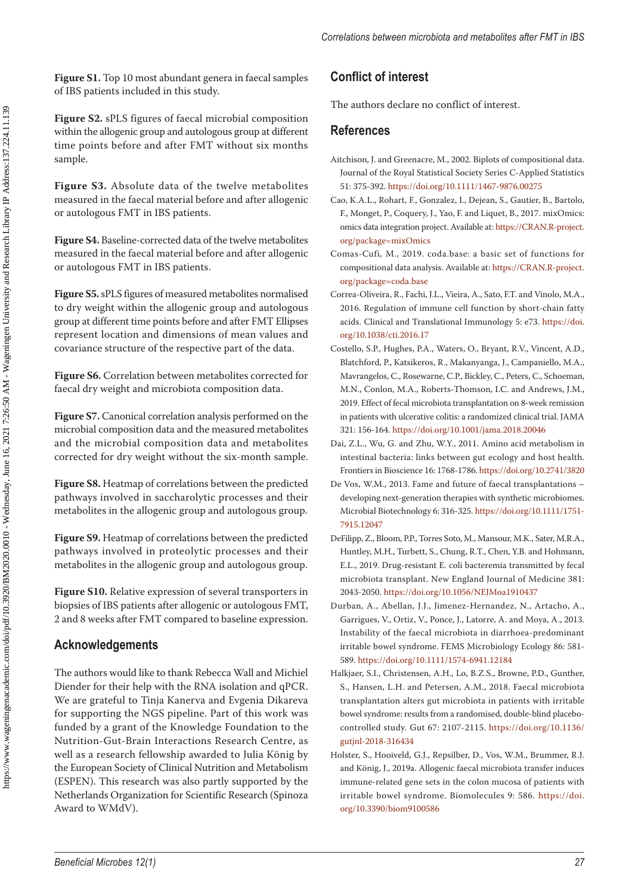**Figure S1.** Top 10 most abundant genera in faecal samples of IBS patients included in this study.

**Figure S2.** sPLS figures of faecal microbial composition within the allogenic group and autologous group at different time points before and after FMT without six months sample.

**Figure S3.** Absolute data of the twelve metabolites measured in the faecal material before and after allogenic or autologous FMT in IBS patients.

**Figure S4.** Baseline-corrected data of the twelve metabolites measured in the faecal material before and after allogenic or autologous FMT in IBS patients.

**Figure S5.** sPLS figures of measured metabolites normalised to dry weight within the allogenic group and autologous group at different time points before and after FMT Ellipses represent location and dimensions of mean values and covariance structure of the respective part of the data.

**Figure S6.** Correlation between metabolites corrected for faecal dry weight and microbiota composition data.

**Figure S7.** Canonical correlation analysis performed on the microbial composition data and the measured metabolites and the microbial composition data and metabolites corrected for dry weight without the six-month sample.

**Figure S8.** Heatmap of correlations between the predicted pathways involved in saccharolytic processes and their metabolites in the allogenic group and autologous group.

**Figure S9.** Heatmap of correlations between the predicted pathways involved in proteolytic processes and their metabolites in the allogenic group and autologous group.

**Figure S10.** Relative expression of several transporters in biopsies of IBS patients after allogenic or autologous FMT, 2 and 8 weeks after FMT compared to baseline expression.

## Acknowledgements

The authors would like to thank Rebecca Wall and Michiel Diender for their help with the RNA isolation and qPCR. We are grateful to Tinja Kanerva and Evgenia Dikareva for supporting the NGS pipeline. Part of this work was funded by a grant of the Knowledge Foundation to the Nutrition-Gut-Brain Interactions Research Centre, as well as a research fellowship awarded to Julia König by the European Society of Clinical Nutrition and Metabolism (ESPEN). This research was also partly supported by the Netherlands Organization for Scientific Research (Spinoza Award to WMdV).

## Conflict of interest

The authors declare no conflict of interest.

## References

Aitchison, J. and Greenacre, M., 2002. Biplots of compositional data. Journal of the Royal Statistical Society Series C-Applied Statistics 51: 375-392. https://doi.org/10.1111/1467-9876.00275

Cao, K.A.L., Rohart, F., Gonzalez, I., Dejean, S., Gautier, B., Bartolo, F., Monget, P., Coquery, J., Yao, F. and Liquet, B., 2017. mixOmics: omics data integration project. Available at: https://CRAN.R-project.org/package=mixOmics

Comas-Cufí, M., 2019. coda.base: a basic set of functions for compositional data analysis. Available at: https://CRAN.R-project.org/package=coda.base

Correa-Oliveira, R., Fachi, J.L., Vieira, A., Sato, F.T. and Vinolo, M.A., 2016. Regulation of immune cell function by short-chain fatty acids. Clinical and Translational Immunology 5: e73. https://doi.org/10.1038/cti.2016.17

Costello, S.P., Hughes, P.A., Waters, O., Bryant, R.V., Vincent, A.D., Blatchford, P., Katsikeros, R., Makanyanga, J., Campaniello, M.A., Mavrangelos, C., Rosewarne, C.P., Bickley, C., Peters, C., Schoeman, M.N., Conlon, M.A., Roberts-Thomson, I.C. and Andrews, J.M., 2019. Effect of fecal microbiota transplantation on 8-week remission in patients with ulcerative colitis: a randomized clinical trial. JAMA 321: 156-164. https://doi.org/10.1001/jama.2018.20046

Dai, Z.L., Wu, G. and Zhu, W.Y., 2011. Amino acid metabolism in intestinal bacteria: links between gut ecology and host health. Frontiers in Bioscience 16: 1768-1786. https://doi.org/10.2741/3820

De Vos, W.M., 2013. Fame and future of faecal transplantations – developing next-generation therapies with synthetic microbiomes. Microbial Biotechnology 6: 316-325. https://doi.org/10.1111/1751-7915.12047

DeFilipp, Z., Bloom, P.P., Torres Soto, M., Mansour, M.K., Sater, M.R.A., Huntley, M.H., Turbett, S., Chung, R.T., Chen, Y.B. and Hohmann, E.L., 2019. Drug-resistant E. coli bacteremia transmitted by fecal microbiota transplant. New England Journal of Medicine 381: 2043-2050. https://doi.org/10.1056/NEJMoa1910437

Durban, A., Abellan, J.J., Jimenez-Hernandez, N., Artacho, A., Garrigues, V., Ortiz, V., Ponce, J., Latorre, A. and Moya, A., 2013. Instability of the faecal microbiota in diarrhoea-predominant irritable bowel syndrome. FEMS Microbiology Ecology 86: 581-589. https://doi.org/10.1111/1574-6941.12184

Halkjaer, S.I., Christensen, A.H., Lo, B.Z.S., Browne, P.D., Gunther, S., Hansen, L.H. and Petersen, A.M., 2018. Faecal microbiota transplantation alters gut microbiota in patients with irritable bowel syndrome: results from a randomised, double-blind placebo-controlled study. Gut 67: 2107-2115. https://doi.org/10.1136/gutjnl-2018-316434

Holster, S., Hooiveld, G.J., Repsilber, D., Vos, W.M., Brummer, R.J. and König, J., 2019a. Allogenic faecal microbiota transfer induces immune-related gene sets in the colon mucosa of patients with irritable bowel syndrome. Biomolecules 9: 586. https://doi.org/10.3390/biom9100586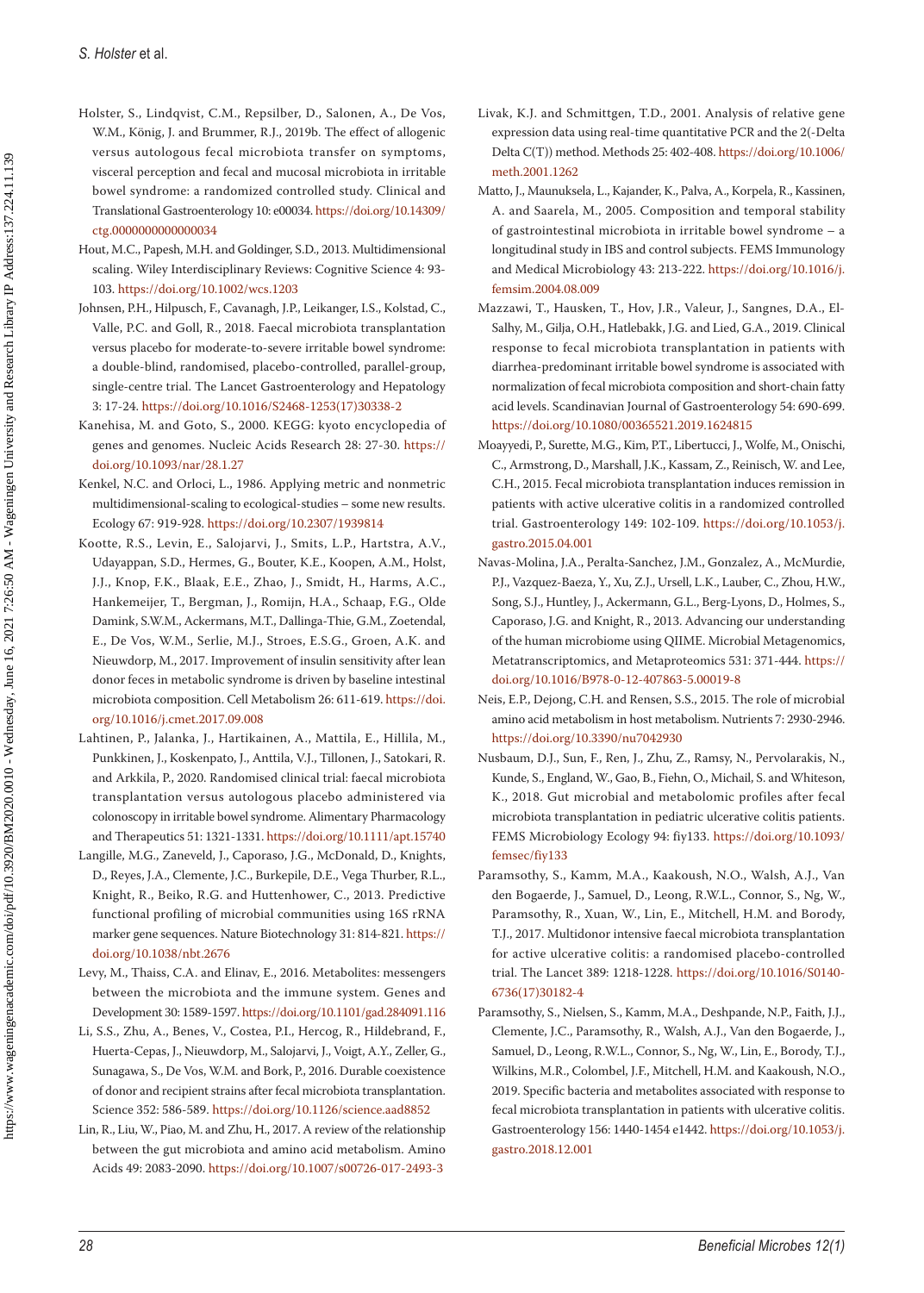Holster, S., Lindqvist, C.M., Repsilber, D., Salonen, A., De Vos, W.M., König, J. and Brummer, R.J., 2019b. The effect of allogenic versus autologous fecal microbiota transfer on symptoms, visceral perception and fecal and mucosal microbiota in irritable bowel syndrome: a randomized controlled study. Clinical and Translational Gastroenterology 10: e00034. https://doi.org/10.14309/ctg.0000000000000034

Hout, M.C., Papesh, M.H. and Goldinger, S.D., 2013. Multidimensional scaling. Wiley Interdisciplinary Reviews: Cognitive Science 4: 93-103. https://doi.org/10.1002/wcs.1203

Johnsen, P.H., Hilpusch, F., Cavanagh, J.P., Leikanger, I.S., Kolstad, C., Valle, P.C. and Goll, R., 2018. Faecal microbiota transplantation versus placebo for moderate-to-severe irritable bowel syndrome: a double-blind, randomised, placebo-controlled, parallel-group, single-centre trial. The Lancet Gastroenterology and Hepatology 3: 17-24. https://doi.org/10.1016/S2468-1253(17)30338-2

Kanehisa, M. and Goto, S., 2000. KEGG: kyoto encyclopedia of genes and genomes. Nucleic Acids Research 28: 27-30. https://doi.org/10.1093/nar/28.1.27

Kenkel, N.C. and Orloci, L., 1986. Applying metric and nonmetric multidimensional-scaling to ecological-studies – some new results. Ecology 67: 919-928. https://doi.org/10.2307/1939814

Kootte, R.S., Levin, E., Salojarvi, J., Smits, L.P., Hartstra, A.V., Udayappan, S.D., Hermes, G., Bouter, K.E., Koopen, A.M., Holst, J.J., Knop, F.K., Blaak, E.E., Zhao, J., Smidt, H., Harms, A.C., Hankemeijer, T., Bergman, J., Romijn, H.A., Schaap, F.G., Olde Damink, S.W.M., Ackermans, M.T., Dallinga-Thie, G.M., Zoetendal, E., De Vos, W.M., Serlie, M.J., Stroes, E.S.G., Groen, A.K. and Nieuwdorp, M., 2017. Improvement of insulin sensitivity after lean donor feces in metabolic syndrome is driven by baseline intestinal microbiota composition. Cell Metabolism 26: 611-619. https://doi.org/10.1016/j.cmet.2017.09.008

Lahtinen, P., Jalanka, J., Hartikainen, A., Mattila, E., Hillila, M., Punkkinen, J., Koskenpato, J., Anttila, V.J., Tillonen, J., Satokari, R. and Arkkila, P., 2020. Randomised clinical trial: faecal microbiota transplantation versus autologous placebo administered via colonoscopy in irritable bowel syndrome. Alimentary Pharmacology and Therapeutics 51: 1321-1331. https://doi.org/10.1111/apt.15740

Langille, M.G., Zaneveld, J., Caporaso, J.G., McDonald, D., Knights, D., Reyes, J.A., Clemente, J.C., Burkepile, D.E., Vega Thurber, R.L., Knight, R., Beiko, R.G. and Huttenhower, C., 2013. Predictive functional profiling of microbial communities using 16S rRNA marker gene sequences. Nature Biotechnology 31: 814-821. https://doi.org/10.1038/nbt.2676

Levy, M., Thaiss, C.A. and Elinav, E., 2016. Metabolites: messengers between the microbiota and the immune system. Genes and Development 30: 1589-1597. https://doi.org/10.1101/gad.284091.116

Li, S.S., Zhu, A., Benes, V., Costea, P.I., Hercog, R., Hildebrand, F., Huerta-Cepas, J., Nieuwdorp, M., Salojarvi, J., Voigt, A.Y., Zeller, G., Sunagawa, S., De Vos, W.M. and Bork, P., 2016. Durable coexistence of donor and recipient strains after fecal microbiota transplantation. Science 352: 586-589. https://doi.org/10.1126/science.aad8852

Lin, R., Liu, W., Piao, M. and Zhu, H., 2017. A review of the relationship between the gut microbiota and amino acid metabolism. Amino Acids 49: 2083-2090. https://doi.org/10.1007/s00726-017-2493-3

Livak, K.J. and Schmittgen, T.D., 2001. Analysis of relative gene expression data using real-time quantitative PCR and the 2(-Delta Delta C(T)) method. Methods 25: 402-408. https://doi.org/10.1006/meth.2001.1262

Matto, J., Maunuksela, L., Kajander, K., Palva, A., Korpela, R., Kassinen, A. and Saarela, M., 2005. Composition and temporal stability of gastrointestinal microbiota in irritable bowel syndrome – a longitudinal study in IBS and control subjects. FEMS Immunology and Medical Microbiology 43: 213-222. https://doi.org/10.1016/j.femsim.2004.08.009

Mazzawi, T., Hausken, T., Hov, J.R., Valeur, J., Sangnes, D.A., El-Salhy, M., Gilja, O.H., Hatlebakk, J.G. and Lied, G.A., 2019. Clinical response to fecal microbiota transplantation in patients with diarrhea-predominant irritable bowel syndrome is associated with normalization of fecal microbiota composition and short-chain fatty acid levels. Scandinavian Journal of Gastroenterology 54: 690-699. https://doi.org/10.1080/00365521.2019.1624815

Moayyedi, P., Surette, M.G., Kim, P.T., Libertucci, J., Wolfe, M., Onischi, C., Armstrong, D., Marshall, J.K., Kassam, Z., Reinisch, W. and Lee, C.H., 2015. Fecal microbiota transplantation induces remission in patients with active ulcerative colitis in a randomized controlled trial. Gastroenterology 149: 102-109. https://doi.org/10.1053/j.gastro.2015.04.001

Navas-Molina, J.A., Peralta-Sanchez, J.M., Gonzalez, A., McMurdie, P.J., Vazquez-Baeza, Y., Xu, Z.J., Ursell, L.K., Lauber, C., Zhou, H.W., Song, S.J., Huntley, J., Ackermann, G.L., Berg-Lyons, D., Holmes, S., Caporaso, J.G. and Knight, R., 2013. Advancing our understanding of the human microbiome using QIIME. Microbial Metagenomics, Metatranscriptomics, and Metaproteomics 531: 371-444. https://doi.org/10.1016/B978-0-12-407863-5.00019-8

Neis, E.P., Dejong, C.H. and Rensen, S.S., 2015. The role of microbial amino acid metabolism in host metabolism. Nutrients 7: 2930-2946. https://doi.org/10.3390/nu7042930

Nusbaum, D.J., Sun, F., Ren, J., Zhu, Z., Ramsy, N., Pervolarakis, N., Kunde, S., England, W., Gao, B., Fiehn, O., Michail, S. and Whiteson, K., 2018. Gut microbial and metabolomic profiles after fecal microbiota transplantation in pediatric ulcerative colitis patients. FEMS Microbiology Ecology 94: fiy133. https://doi.org/10.1093/femsec/fiy133

Paramsothy, S., Kamm, M.A., Kaakoush, N.O., Walsh, A.J., Van den Bogaerde, J., Samuel, D., Leong, R.W.L., Connor, S., Ng, W., Paramsothy, R., Xuan, W., Lin, E., Mitchell, H.M. and Borody, T.J., 2017. Multidonor intensive faecal microbiota transplantation for active ulcerative colitis: a randomised placebo-controlled trial. The Lancet 389: 1218-1228. https://doi.org/10.1016/S0140-6736(17)30182-4

Paramsothy, S., Nielsen, S., Kamm, M.A., Deshpande, N.P., Faith, J.J., Clemente, J.C., Paramsothy, R., Walsh, A.J., Van den Bogaerde, J., Samuel, D., Leong, R.W.L., Connor, S., Ng, W., Lin, E., Borody, T.J., Wilkins, M.R., Colombel, J.F., Mitchell, H.M. and Kaakoush, N.O., 2019. Specific bacteria and metabolites associated with response to fecal microbiota transplantation in patients with ulcerative colitis. Gastroenterology 156: 1440-1454 e1442. https://doi.org/10.1053/j.gastro.2018.12.001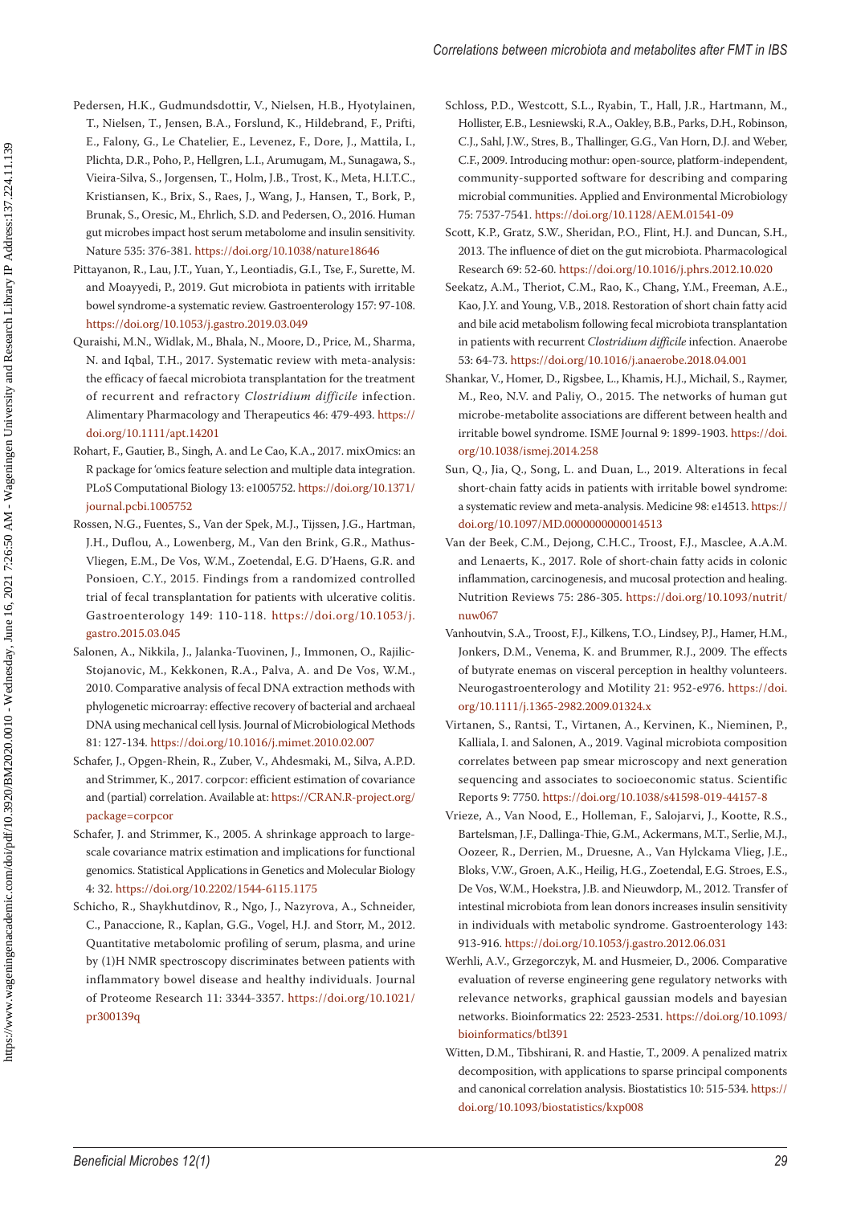Pedersen, H.K., Gudmundsdottir, V., Nielsen, H.B., Hyotylainen, T., Nielsen, T., Jensen, B.A., Forslund, K., Hildebrand, F., Prifti, E., Falony, G., Le Chatelier, E., Levenez, F., Dore, J., Mattila, I., Plichta, D.R., Poho, P., Hellgren, L.I., Arumugam, M., Sunagawa, S., Vieira-Silva, S., Jorgensen, T., Holm, J.B., Trost, K., Meta, H.I.T.C., Kristiansen, K., Brix, S., Raes, J., Wang, J., Hansen, T., Bork, P., Brunak, S., Oresic, M., Ehrlich, S.D. and Pedersen, O., 2016. Human gut microbes impact host serum metabolome and insulin sensitivity. Nature 535: 376-381. https://doi.org/10.1038/nature18646

Pittayanon, R., Lau, J.T., Yuan, Y., Leontiadis, G.I., Tse, F., Surette, M. and Moayyedi, P., 2019. Gut microbiota in patients with irritable bowel syndrome-a systematic review. Gastroenterology 157: 97-108. https://doi.org/10.1053/j.gastro.2019.03.049

Quraishi, M.N., Widlak, M., Bhala, N., Moore, D., Price, M., Sharma, N. and Iqbal, T.H., 2017. Systematic review with meta-analysis: the efficacy of faecal microbiota transplantation for the treatment of recurrent and refractory *Clostridium difficile* infection. Alimentary Pharmacology and Therapeutics 46: 479-493. https://doi.org/10.1111/apt.14201

Rohart, F., Gautier, B., Singh, A. and Le Cao, K.A., 2017. mixOmics: an R package for 'omics feature selection and multiple data integration. PLoS Computational Biology 13: e1005752. https://doi.org/10.1371/journal.pcbi.1005752

Rossen, N.G., Fuentes, S., Van der Spek, M.J., Tijssen, J.G., Hartman, J.H., Duflou, A., Lowenberg, M., Van den Brink, G.R., Mathus-Vliegen, E.M., De Vos, W.M., Zoetendal, E.G. D'Haens, G.R. and Ponsioen, C.Y., 2015. Findings from a randomized controlled trial of fecal transplantation for patients with ulcerative colitis. Gastroenterology 149: 110-118. https://doi.org/10.1053/j.gastro.2015.03.045

Salonen, A., Nikkila, J., Jalanka-Tuovinen, J., Immonen, O., Rajilic-Stojanovic, M., Kekkonen, R.A., Palva, A. and De Vos, W.M., 2010. Comparative analysis of fecal DNA extraction methods with phylogenetic microarray: effective recovery of bacterial and archaeal DNA using mechanical cell lysis. Journal of Microbiological Methods 81: 127-134. https://doi.org/10.1016/j.mimet.2010.02.007

Schafer, J., Opgen-Rhein, R., Zuber, V., Ahdesmaki, M., Silva, A.P.D. and Strimmer, K., 2017. corpcor: efficient estimation of covariance and (partial) correlation. Available at: https://CRAN.R-project.org/package=corpcor

Schafer, J. and Strimmer, K., 2005. A shrinkage approach to large-scale covariance matrix estimation and implications for functional genomics. Statistical Applications in Genetics and Molecular Biology 4: 32. https://doi.org/10.2202/1544-6115.1175

Schicho, R., Shaykhutdinov, R., Ngo, J., Nazyrova, A., Schneider, C., Panaccione, R., Kaplan, G.G., Vogel, H.J. and Storr, M., 2012. Quantitative metabolomic profiling of serum, plasma, and urine by (1)H NMR spectroscopy discriminates between patients with inflammatory bowel disease and healthy individuals. Journal of Proteome Research 11: 3344-3357. https://doi.org/10.1021/pr300139q

Schloss, P.D., Westcott, S.L., Ryabin, T., Hall, J.R., Hartmann, M., Hollister, E.B., Lesniewski, R.A., Oakley, B.B., Parks, D.H., Robinson, C.J., Sahl, J.W., Stres, B., Thallinger, G.G., Van Horn, D.J. and Weber, C.F., 2009. Introducing mothur: open-source, platform-independent, community-supported software for describing and comparing microbial communities. Applied and Environmental Microbiology 75: 7537-7541. https://doi.org/10.1128/AEM.01541-09

Scott, K.P., Gratz, S.W., Sheridan, P.O., Flint, H.J. and Duncan, S.H., 2013. The influence of diet on the gut microbiota. Pharmacological Research 69: 52-60. https://doi.org/10.1016/j.phrs.2012.10.020

Seekatz, A.M., Theriot, C.M., Rao, K., Chang, Y.M., Freeman, A.E., Kao, J.Y. and Young, V.B., 2018. Restoration of short chain fatty acid and bile acid metabolism following fecal microbiota transplantation in patients with recurrent *Clostridium difficile* infection. Anaerobe 53: 64-73. https://doi.org/10.1016/j.anaerobe.2018.04.001

Shankar, V., Homer, D., Rigsbee, L., Khamis, H.J., Michail, S., Raymer, M., Reo, N.V. and Paliy, O., 2015. The networks of human gut microbe-metabolite associations are different between health and irritable bowel syndrome. ISME Journal 9: 1899-1903. https://doi.org/10.1038/ismej.2014.258

Sun, Q., Jia, Q., Song, L. and Duan, L., 2019. Alterations in fecal short-chain fatty acids in patients with irritable bowel syndrome: a systematic review and meta-analysis. Medicine 98: e14513. https://doi.org/10.1097/MD.0000000000014513

Van der Beek, C.M., Dejong, C.H.C., Troost, F.J., Masclee, A.A.M. and Lenaerts, K., 2017. Role of short-chain fatty acids in colonic inflammation, carcinogenesis, and mucosal protection and healing. Nutrition Reviews 75: 286-305. https://doi.org/10.1093/nutrit/nuw067

Vanhoutvin, S.A., Troost, F.J., Kilkens, T.O., Lindsey, P.J., Hamer, H.M., Jonkers, D.M., Venema, K. and Brummer, R.J., 2009. The effects of butyrate enemas on visceral perception in healthy volunteers. Neurogastroenterology and Motility 21: 952-e976. https://doi.org/10.1111/j.1365-2982.2009.01324.x

Virtanen, S., Rantsi, T., Virtanen, A., Kervinen, K., Nieminen, P., Kalliala, I. and Salonen, A., 2019. Vaginal microbiota composition correlates between pap smear microscopy and next generation sequencing and associates to socioeconomic status. Scientific Reports 9: 7750. https://doi.org/10.1038/s41598-019-44157-8

Vrieze, A., Van Nood, E., Holleman, F., Salojarvi, J., Kootte, R.S., Bartelsman, J.F., Dallinga-Thie, G.M., Ackermans, M.T., Serlie, M.J., Oozeer, R., Derrien, M., Druesne, A., Van Hylckama Vlieg, J.E., Bloks, V.W., Groen, A.K., Heilig, H.G., Zoetendal, E.G. Stroes, E.S., De Vos, W.M., Hoekstra, J.B. and Nieuwdorp, M., 2012. Transfer of intestinal microbiota from lean donors increases insulin sensitivity in individuals with metabolic syndrome. Gastroenterology 143: 913-916. https://doi.org/10.1053/j.gastro.2012.06.031

Werhli, A.V., Grzegorczyk, M. and Husmeier, D., 2006. Comparative evaluation of reverse engineering gene regulatory networks with relevance networks, graphical gaussian models and bayesian networks. Bioinformatics 22: 2523-2531. https://doi.org/10.1093/bioinformatics/btl391

Witten, D.M., Tibshirani, R. and Hastie, T., 2009. A penalized matrix decomposition, with applications to sparse principal components and canonical correlation analysis. Biostatistics 10: 515-534. https://doi.org/10.1093/biostatistics/kxp008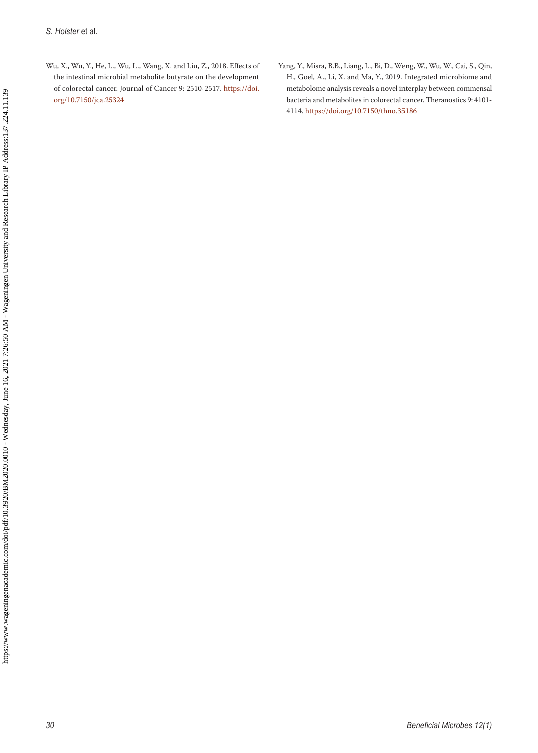Wu, X., Wu, Y., He, L., Wu, L., Wang, X. and Liu, Z., 2018. Effects of the intestinal microbial metabolite butyrate on the development of colorectal cancer. Journal of Cancer 9: 2510-2517. https://doi.org/10.7150/jca.25324

Yang, Y., Misra, B.B., Liang, L., Bi, D., Weng, W., Wu, W., Cai, S., Qin, H., Goel, A., Li, X. and Ma, Y., 2019. Integrated microbiome and metabolome analysis reveals a novel interplay between commensal bacteria and metabolites in colorectal cancer. Theranostics 9: 4101-4114. https://doi.org/10.7150/thno.35186